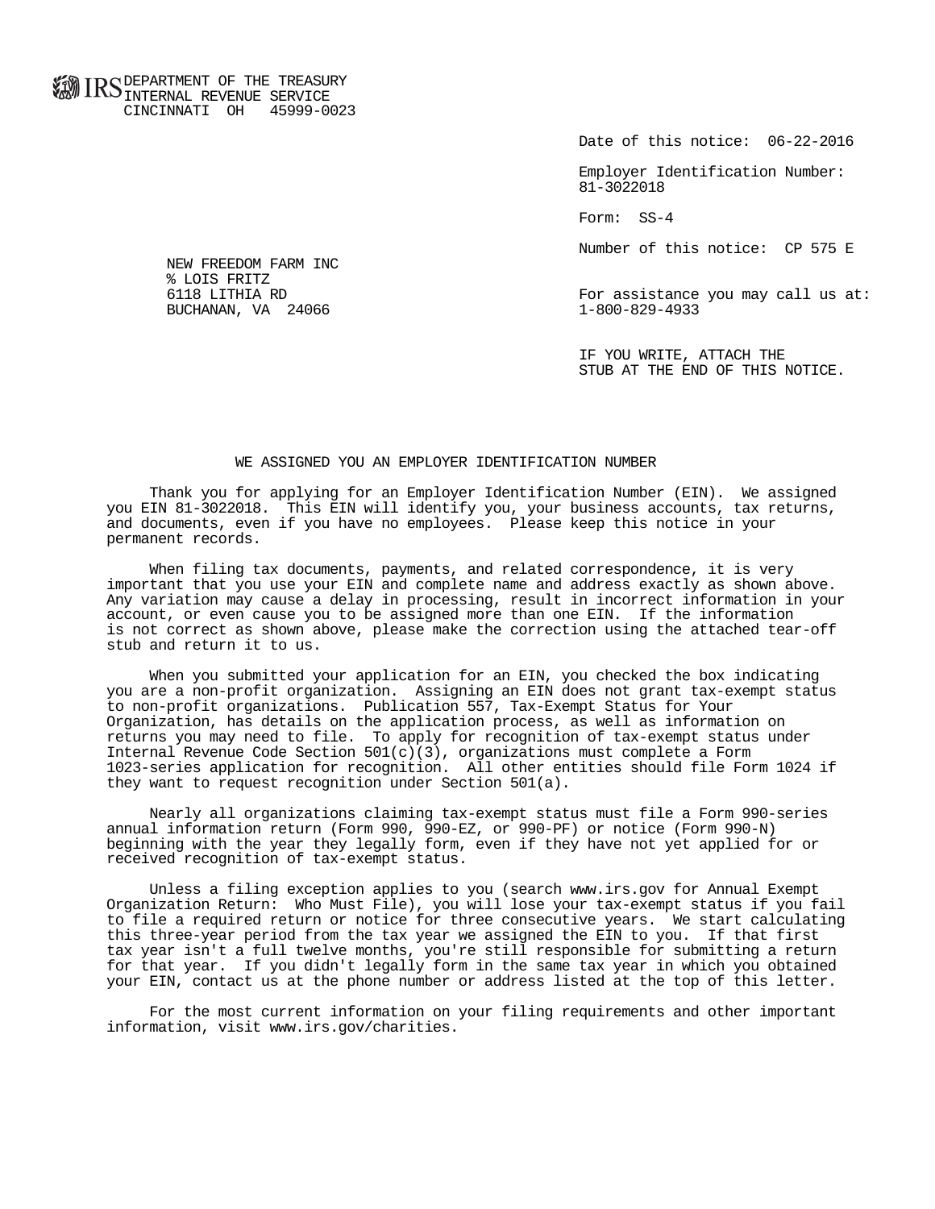IRS DEPARTMENT OF THE TREASURY
INTERNAL REVENUE SERVICE
CINCINNATI OH 45999-0023

Date of this notice: 06-22-2016

Employer Identification Number:
81-3022018

Form: SS-4

Number of this notice: CP 575 E

NEW FREEDOM FARM INC
% LOIS FRITZ
6118 LITHIA RD
BUCHANAN, VA 24066

For assistance you may call us at:
1-800-829-4933

IF YOU WRITE, ATTACH THE
STUB AT THE END OF THIS NOTICE.

## WE ASSIGNED YOU AN EMPLOYER IDENTIFICATION NUMBER

Thank you for applying for an Employer Identification Number (EIN). We assigned you EIN 81-3022018. This EIN will identify you, your business accounts, tax returns, and documents, even if you have no employees. Please keep this notice in your permanent records.

When filing tax documents, payments, and related correspondence, it is very important that you use your EIN and complete name and address exactly as shown above. Any variation may cause a delay in processing, result in incorrect information in your account, or even cause you to be assigned more than one EIN. If the information is not correct as shown above, please make the correction using the attached tear-off stub and return it to us.

When you submitted your application for an EIN, you checked the box indicating you are a non-profit organization. Assigning an EIN does not grant tax-exempt status to non-profit organizations. Publication 557, Tax-Exempt Status for Your Organization, has details on the application process, as well as information on returns you may need to file. To apply for recognition of tax-exempt status under Internal Revenue Code Section 501(c)(3), organizations must complete a Form 1023-series application for recognition. All other entities should file Form 1024 if they want to request recognition under Section 501(a).

Nearly all organizations claiming tax-exempt status must file a Form 990-series annual information return (Form 990, 990-EZ, or 990-PF) or notice (Form 990-N) beginning with the year they legally form, even if they have not yet applied for or received recognition of tax-exempt status.

Unless a filing exception applies to you (search www.irs.gov for Annual Exempt Organization Return: Who Must File), you will lose your tax-exempt status if you fail to file a required return or notice for three consecutive years. We start calculating this three-year period from the tax year we assigned the EIN to you. If that first tax year isn't a full twelve months, you're still responsible for submitting a return for that year. If you didn't legally form in the same tax year in which you obtained your EIN, contact us at the phone number or address listed at the top of this letter.

For the most current information on your filing requirements and other important information, visit www.irs.gov/charities.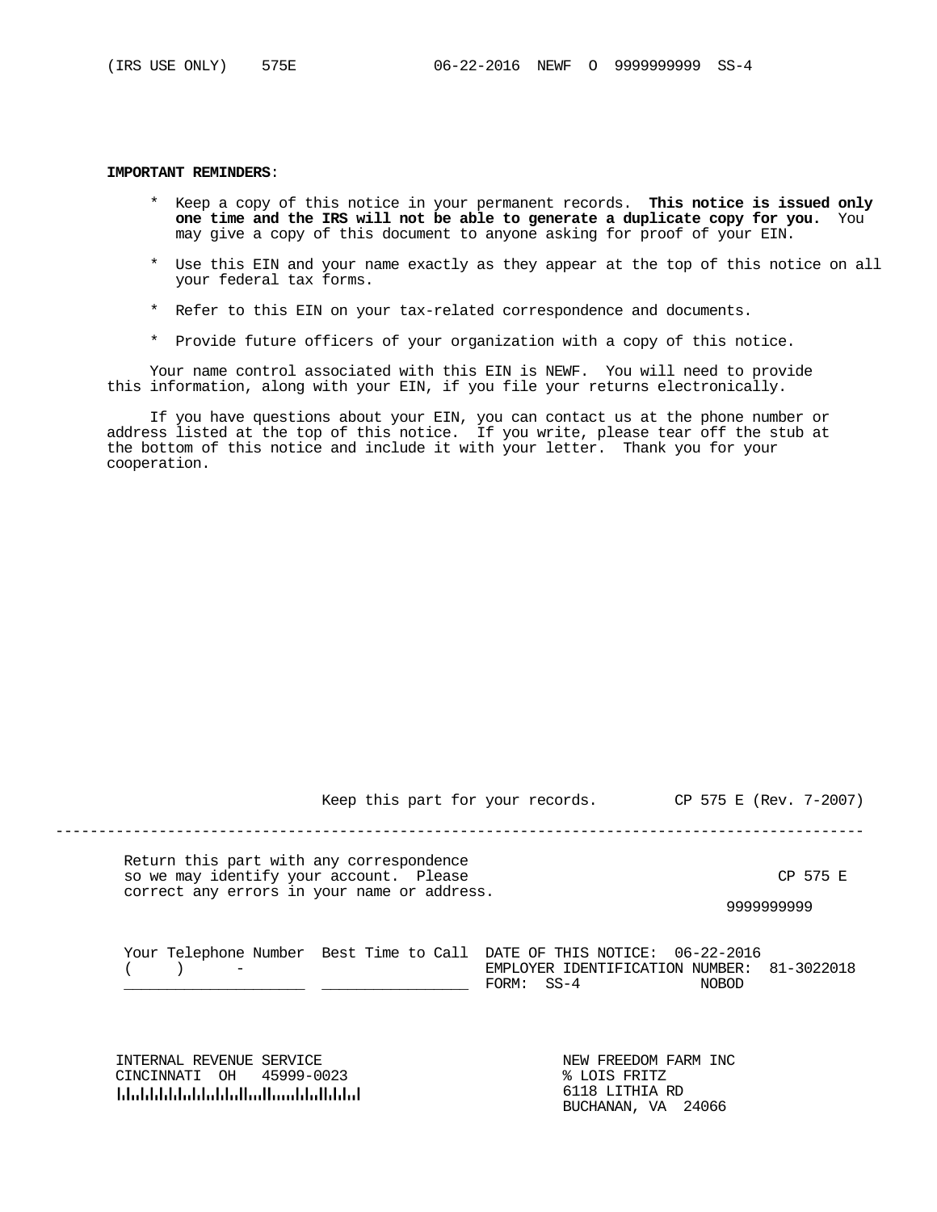(IRS USE ONLY) 575E 06-22-2016 NEWF O 9999999999 SS-4

**IMPORTANT REMINDERS**:

* Keep a copy of this notice in your permanent records. **This notice is issued only one time and the IRS will not be able to generate a duplicate copy for you.** You may give a copy of this document to anyone asking for proof of your EIN.

* Use this EIN and your name exactly as they appear at the top of this notice on all your federal tax forms.

* Refer to this EIN on your tax-related correspondence and documents.

* Provide future officers of your organization with a copy of this notice.

Your name control associated with this EIN is NEWF. You will need to provide this information, along with your EIN, if you file your returns electronically.

If you have questions about your EIN, you can contact us at the phone number or address listed at the top of this notice. If you write, please tear off the stub at the bottom of this notice and include it with your letter. Thank you for your cooperation.

Keep this part for your records. CP 575 E (Rev. 7-2007)

---

Return this part with any correspondence so we may identify your account. Please correct any errors in your name or address.

CP 575 E

9999999999

Your Telephone Number ( ) - ____________________
Best Time to Call ________________

DATE OF THIS NOTICE: 06-22-2016
EMPLOYER IDENTIFICATION NUMBER: 81-3022018
FORM: SS-4 NOBOD

INTERNAL REVENUE SERVICE
CINCINNATI OH 45999-0023

NEW FREEDOM FARM INC
% LOIS FRITZ
6118 LITHIA RD
BUCHANAN, VA 24066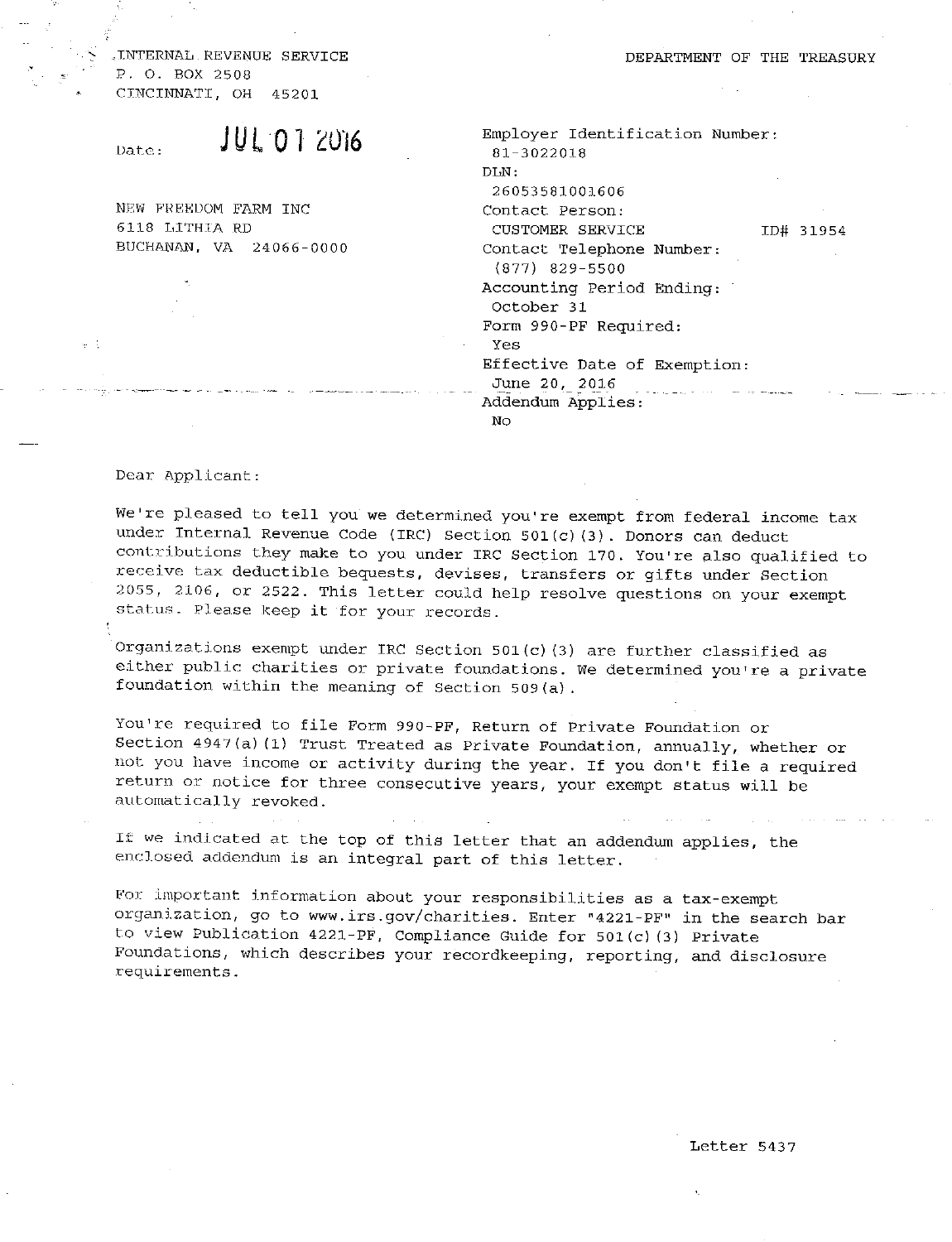INTERNAL REVENUE SERVICE
P. O. BOX 2508
CINCINNATI, OH 45201

DEPARTMENT OF THE TREASURY

Date: JUL 07 2016

NEW FREEDOM FARM INC
6118 LITHIA RD
BUCHANAN, VA 24066-0000

Employer Identification Number:
81-3022018
DLN:
26053581001606
Contact Person:
CUSTOMER SERVICE ID# 31954
Contact Telephone Number:
(877) 829-5500
Accounting Period Ending:
October 31
Form 990-PF Required:
Yes
Effective Date of Exemption:
June 20, 2016
Addendum Applies:
No

Dear Applicant:

We're pleased to tell you we determined you're exempt from federal income tax under Internal Revenue Code (IRC) Section 501(c)(3). Donors can deduct contributions they make to you under IRC Section 170. You're also qualified to receive tax deductible bequests, devises, transfers or gifts under Section 2055, 2106, or 2522. This letter could help resolve questions on your exempt status. Please keep it for your records.

Organizations exempt under IRC Section 501(c)(3) are further classified as either public charities or private foundations. We determined you're a private foundation within the meaning of Section 509(a).

You're required to file Form 990-PF, Return of Private Foundation or Section 4947(a)(1) Trust Treated as Private Foundation, annually, whether or not you have income or activity during the year. If you don't file a required return or notice for three consecutive years, your exempt status will be automatically revoked.

If we indicated at the top of this letter that an addendum applies, the enclosed addendum is an integral part of this letter.

For important information about your responsibilities as a tax-exempt organization, go to www.irs.gov/charities. Enter "4221-PF" in the search bar to view Publication 4221-PF, Compliance Guide for 501(c)(3) Private Foundations, which describes your recordkeeping, reporting, and disclosure requirements.

Letter 5437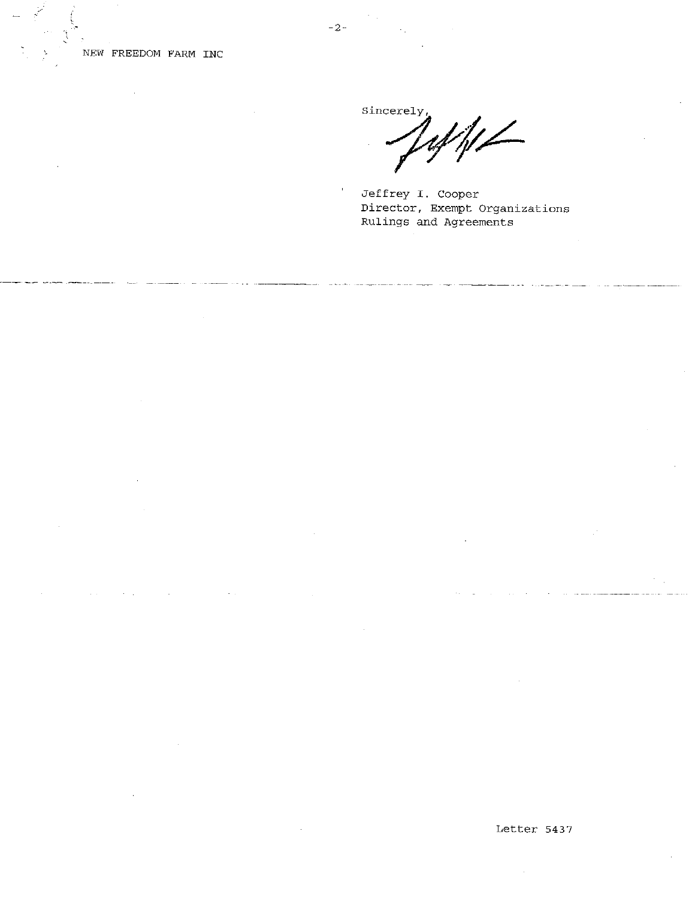NEW FREEDOM FARM INC

Sincerely,

Jeffrey I. Cooper
Director, Exempt Organizations
Rulings and Agreements

Letter 5437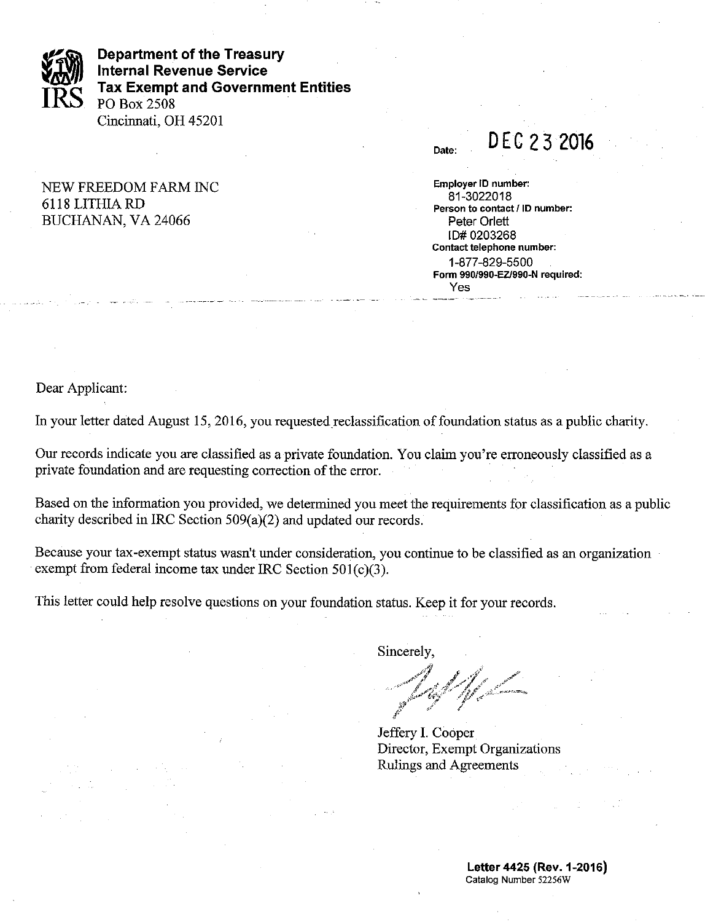**Department of the Treasury**
**Internal Revenue Service**
**Tax Exempt and Government Entities**
PO Box 2508
Cincinnati, OH 45201

Date: DEC 23 2016

NEW FREEDOM FARM INC
6118 LITHIA RD
BUCHANAN, VA 24066

**Employer ID number:**
81-3022018
**Person to contact / ID number:**
Peter Orlett
ID# 0203268
**Contact telephone number:**
1-877-829-5500
**Form 990/990-EZ/990-N required:**
Yes

Dear Applicant:

In your letter dated August 15, 2016, you requested reclassification of foundation status as a public charity.

Our records indicate you are classified as a private foundation. You claim you're erroneously classified as a private foundation and are requesting correction of the error.

Based on the information you provided, we determined you meet the requirements for classification as a public charity described in IRC Section 509(a)(2) and updated our records.

Because your tax-exempt status wasn't under consideration, you continue to be classified as an organization exempt from federal income tax under IRC Section 501(c)(3).

This letter could help resolve questions on your foundation status. Keep it for your records.

Sincerely,

Jeffery I. Cooper
Director, Exempt Organizations
Rulings and Agreements

**Letter 4425 (Rev. 1-2016)**
Catalog Number 52256W